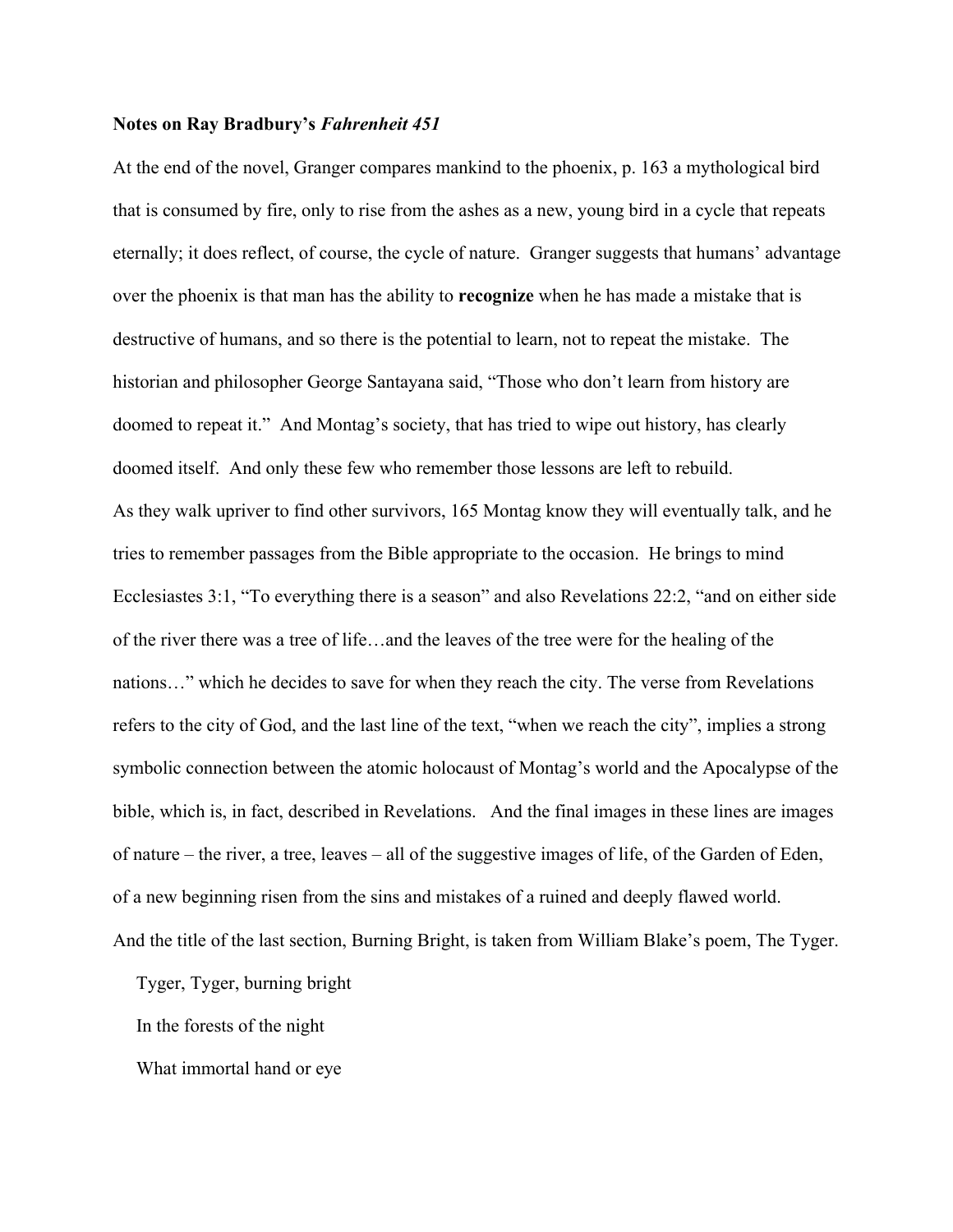**Notes on Ray Bradbury's *Fahrenheit 451***

At the end of the novel, Granger compares mankind to the phoenix, p. 163 a mythological bird that is consumed by fire, only to rise from the ashes as a new, young bird in a cycle that repeats eternally; it does reflect, of course, the cycle of nature. Granger suggests that humans' advantage over the phoenix is that man has the ability to **recognize** when he has made a mistake that is destructive of humans, and so there is the potential to learn, not to repeat the mistake. The historian and philosopher George Santayana said, "Those who don't learn from history are doomed to repeat it." And Montag's society, that has tried to wipe out history, has clearly doomed itself. And only these few who remember those lessons are left to rebuild.

As they walk upriver to find other survivors, 165 Montag know they will eventually talk, and he tries to remember passages from the Bible appropriate to the occasion. He brings to mind Ecclesiastes 3:1, "To everything there is a season" and also Revelations 22:2, "and on either side of the river there was a tree of life…and the leaves of the tree were for the healing of the nations…" which he decides to save for when they reach the city. The verse from Revelations refers to the city of God, and the last line of the text, "when we reach the city", implies a strong symbolic connection between the atomic holocaust of Montag's world and the Apocalypse of the bible, which is, in fact, described in Revelations. And the final images in these lines are images of nature – the river, a tree, leaves – all of the suggestive images of life, of the Garden of Eden, of a new beginning risen from the sins and mistakes of a ruined and deeply flawed world.

And the title of the last section, Burning Bright, is taken from William Blake's poem, The Tyger.

> Tyger, Tyger, burning bright
>
> In the forests of the night
>
> What immortal hand or eye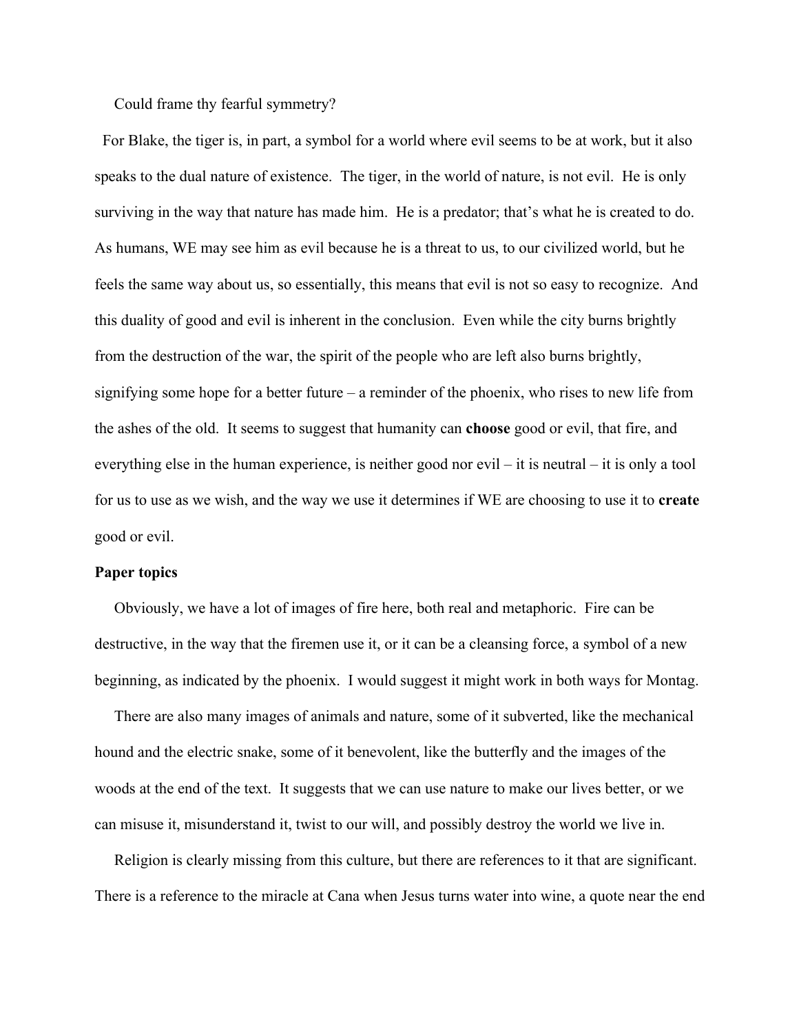Could frame thy fearful symmetry?

For Blake, the tiger is, in part, a symbol for a world where evil seems to be at work, but it also speaks to the dual nature of existence. The tiger, in the world of nature, is not evil. He is only surviving in the way that nature has made him. He is a predator; that's what he is created to do. As humans, WE may see him as evil because he is a threat to us, to our civilized world, but he feels the same way about us, so essentially, this means that evil is not so easy to recognize. And this duality of good and evil is inherent in the conclusion. Even while the city burns brightly from the destruction of the war, the spirit of the people who are left also burns brightly, signifying some hope for a better future – a reminder of the phoenix, who rises to new life from the ashes of the old. It seems to suggest that humanity can **choose** good or evil, that fire, and everything else in the human experience, is neither good nor evil – it is neutral – it is only a tool for us to use as we wish, and the way we use it determines if WE are choosing to use it to **create** good or evil.

**Paper topics**

Obviously, we have a lot of images of fire here, both real and metaphoric. Fire can be destructive, in the way that the firemen use it, or it can be a cleansing force, a symbol of a new beginning, as indicated by the phoenix. I would suggest it might work in both ways for Montag.

There are also many images of animals and nature, some of it subverted, like the mechanical hound and the electric snake, some of it benevolent, like the butterfly and the images of the woods at the end of the text. It suggests that we can use nature to make our lives better, or we can misuse it, misunderstand it, twist to our will, and possibly destroy the world we live in.

Religion is clearly missing from this culture, but there are references to it that are significant. There is a reference to the miracle at Cana when Jesus turns water into wine, a quote near the end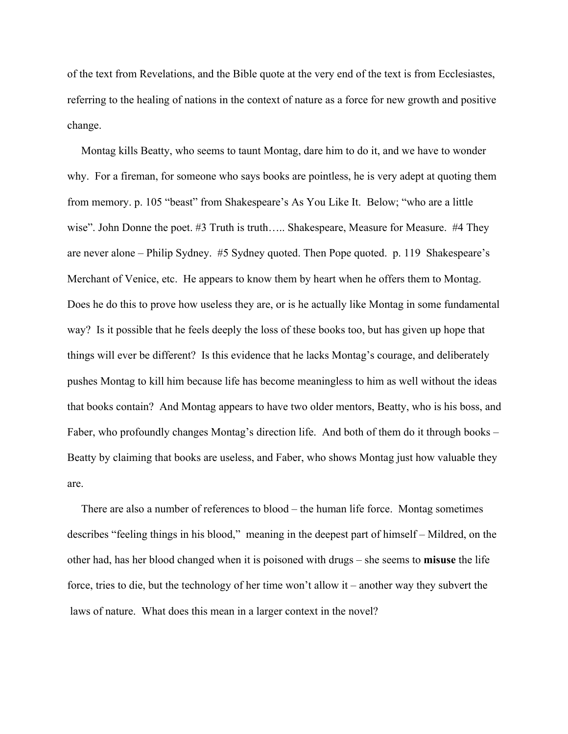of the text from Revelations, and the Bible quote at the very end of the text is from Ecclesiastes, referring to the healing of nations in the context of nature as a force for new growth and positive change.

Montag kills Beatty, who seems to taunt Montag, dare him to do it, and we have to wonder why. For a fireman, for someone who says books are pointless, he is very adept at quoting them from memory. p. 105 "beast" from Shakespeare's As You Like It. Below; "who are a little wise". John Donne the poet. #3 Truth is truth….. Shakespeare, Measure for Measure. #4 They are never alone – Philip Sydney. #5 Sydney quoted. Then Pope quoted. p. 119 Shakespeare's Merchant of Venice, etc. He appears to know them by heart when he offers them to Montag. Does he do this to prove how useless they are, or is he actually like Montag in some fundamental way? Is it possible that he feels deeply the loss of these books too, but has given up hope that things will ever be different? Is this evidence that he lacks Montag's courage, and deliberately pushes Montag to kill him because life has become meaningless to him as well without the ideas that books contain? And Montag appears to have two older mentors, Beatty, who is his boss, and Faber, who profoundly changes Montag's direction life. And both of them do it through books – Beatty by claiming that books are useless, and Faber, who shows Montag just how valuable they are.

There are also a number of references to blood – the human life force. Montag sometimes describes "feeling things in his blood," meaning in the deepest part of himself – Mildred, on the other had, has her blood changed when it is poisoned with drugs – she seems to **misuse** the life force, tries to die, but the technology of her time won't allow it – another way they subvert the laws of nature. What does this mean in a larger context in the novel?